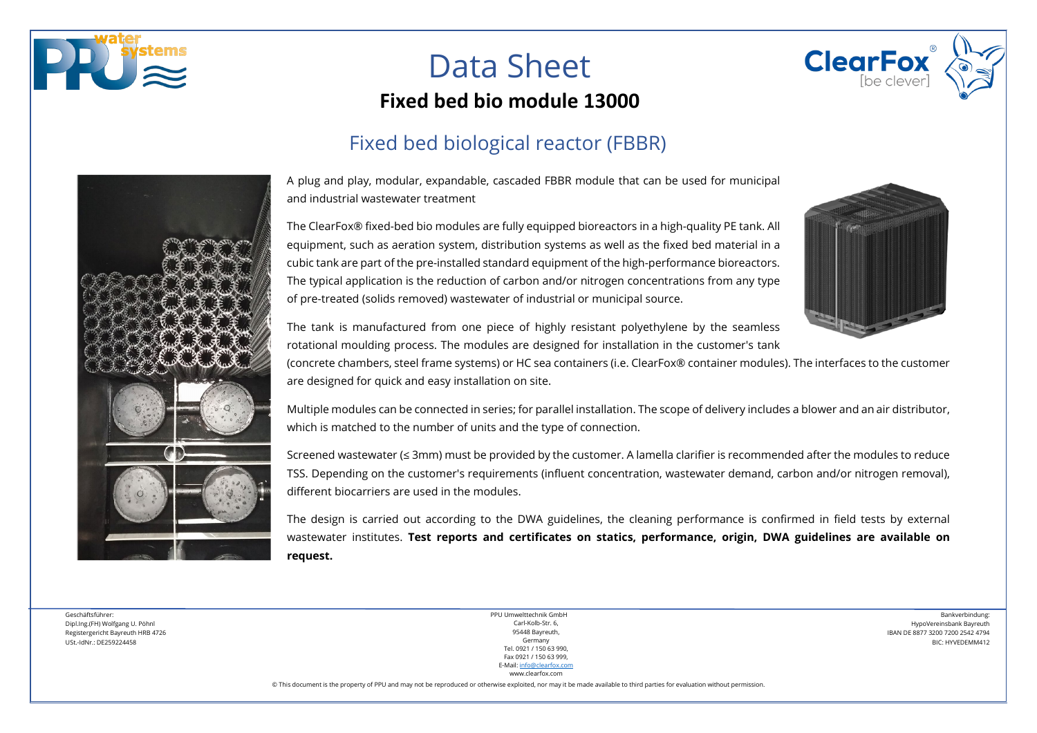# Data Sheet

## Fixed bed bio module 13000

## Fixed bed biological reactor (FBBR)

A plug and play, modular, expandable, cascaded FBBR module that can be used for municipal and industrial wastewater treatment

The ClearFox® fixed-bed bio modules are fully equipped bioreactors in a high-quality PE tank. All equipment, such as aeration system, distribution systems as well as the fixed bed material in a cubic tank are part of the pre-installed standard equipment of the high-performance bioreactors. The typical application is the reduction of carbon and/or nitrogen concentrations from any type of pre-treated (solids removed) wastewater of industrial or municipal source.

The tank is manufactured from one piece of highly resistant polyethylene by the seamless rotational moulding process. The modules are designed for installation in the customer's tank (concrete chambers, steel frame systems) or HC sea containers (i.e. ClearFox® container modules). The interfaces to the customer are designed for quick and easy installation on site.

Multiple modules can be connected in series; for parallel installation. The scope of delivery includes a blower and an air distributor, which is matched to the number of units and the type of connection.

Screened wastewater (≤ 3mm) must be provided by the customer. A lamella clarifier is recommended after the modules to reduce TSS. Depending on the customer's requirements (influent concentration, wastewater demand, carbon and/or nitrogen removal), different biocarriers are used in the modules.

The design is carried out according to the DWA guidelines, the cleaning performance is confirmed in field tests by external wastewater institutes. **Test reports and certificates on statics, performance, origin, DWA guidelines are available on request.**

Geschäftsführer:
Dipl.Ing.(FH) Wolfgang U. Pöhnl
Registergericht Bayreuth HRB 4726
USt.-IdNr.: DE259224458

PPU Umwelttechnik GmbH
Carl-Kolb-Str. 6,
95448 Bayreuth,
Germany
Tel. 0921 / 150 63 990,
Fax 0921 / 150 63 999,
E-Mail: info@clearfox.com
www.clearfox.com

Bankverbindung:
HypoVereinsbank Bayreuth
IBAN DE 8877 3200 7200 2542 4794
BIC: HYVEDEMM412

© This document is the property of PPU and may not be reproduced or otherwise exploited, nor may it be made available to third parties for evaluation without permission.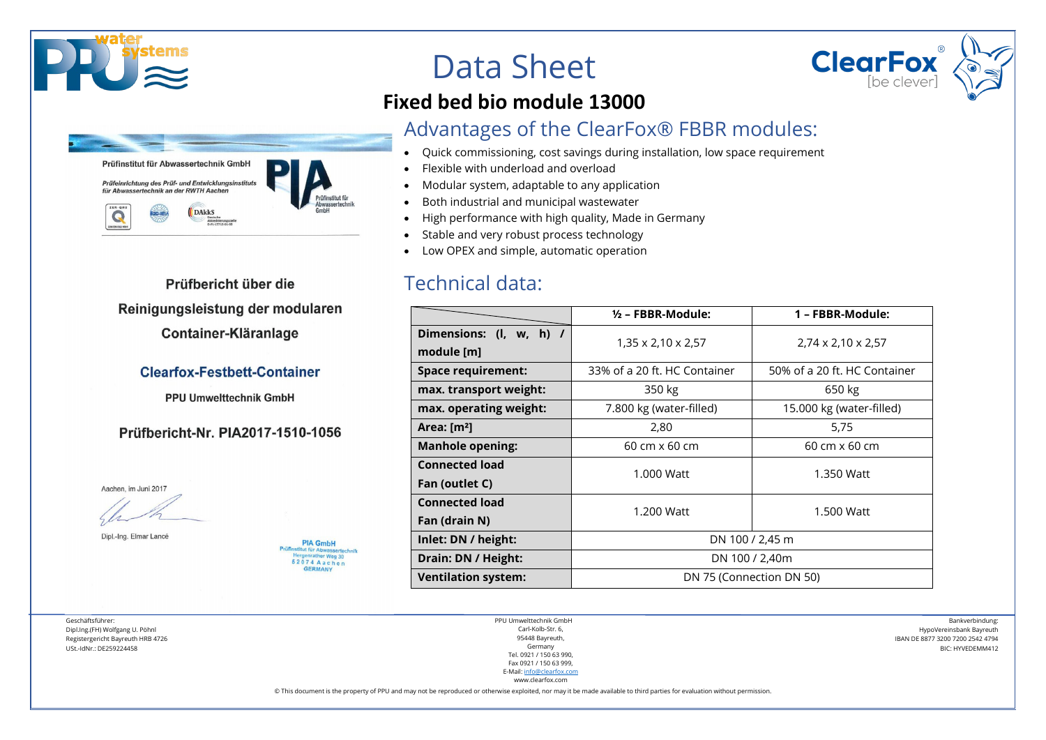# Data Sheet

## Fixed bed bio module 13000

Prüfinstitut für Abwassertechnik GmbH

*Prüfeinrichtung des Prüf- und Entwicklungsinstituts für Abwassertechnik an der RWTH Aachen*

**Prüfbericht über die Reinigungsleistung der modularen Container-Kläranlage**

**Clearfox-Festbett-Container**

PPU Umwelttechnik GmbH

**Prüfbericht-Nr. PIA2017-1510-1056**

Aachen, im Juni 2017

Dipl.-Ing. Elmar Lancé

PIA GmbH
Prüfinstitut für Abwassertechnik
Hergenrather Weg 30
52074 Aachen
GERMANY

### Advantages of the ClearFox® FBBR modules:

- Quick commissioning, cost savings during installation, low space requirement
- Flexible with underload and overload
- Modular system, adaptable to any application
- Both industrial and municipal wastewater
- High performance with high quality, Made in Germany
- Stable and very robust process technology
- Low OPEX and simple, automatic operation

### Technical data:

| | ½ – FBBR-Module: | 1 – FBBR-Module: |
|---|---|---|
| **Dimensions: (l, w, h) / module [m]** | 1,35 x 2,10 x 2,57 | 2,74 x 2,10 x 2,57 |
| **Space requirement:** | 33% of a 20 ft. HC Container | 50% of a 20 ft. HC Container |
| **max. transport weight:** | 350 kg | 650 kg |
| **max. operating weight:** | 7.800 kg (water-filled) | 15.000 kg (water-filled) |
| **Area: [m²]** | 2,80 | 5,75 |
| **Manhole opening:** | 60 cm x 60 cm | 60 cm x 60 cm |
| **Connected load Fan (outlet C)** | 1.000 Watt | 1.350 Watt |
| **Connected load Fan (drain N)** | 1.200 Watt | 1.500 Watt |
| **Inlet: DN / height:** | DN 100 / 2,45 m | |
| **Drain: DN / Height:** | DN 100 / 2,40m | |
| **Ventilation system:** | DN 75 (Connection DN 50) | |

Geschäftsführer:
Dipl.Ing.(FH) Wolfgang U. Pöhnl
Registergericht Bayreuth HRB 4726
USt.-IdNr.: DE259224458

PPU Umwelttechnik GmbH
Carl-Kolb-Str. 6,
95448 Bayreuth,
Germany
Tel. 0921 / 150 63 990,
Fax 0921 / 150 63 999,
E-Mail: info@clearfox.com
www.clearfox.com

Bankverbindung:
HypoVereinsbank Bayreuth
IBAN DE 8877 3200 7200 2542 4794
BIC: HYVEDEMM412

© This document is the property of PPU and may not be reproduced or otherwise exploited, nor may it be made available to third parties for evaluation without permission.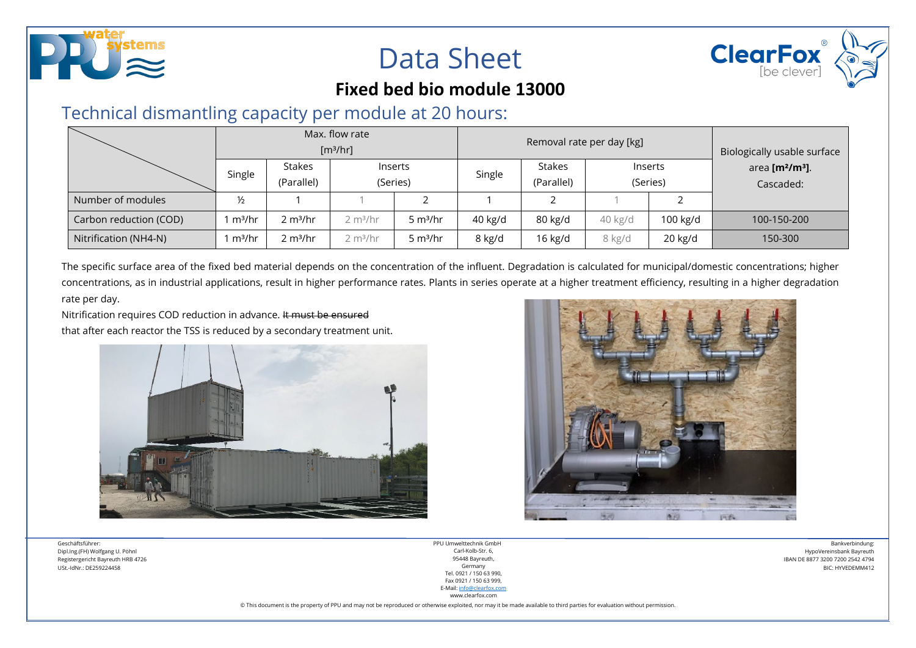# Data Sheet

## Fixed bed bio module 13000

## Technical dismantling capacity per module at 20 hours:

| | Max. flow rate [m³/hr] | | | | Removal rate per day [kg] | | | | Biologically usable surface area **[m²/m³]**. Cascaded: |
|---|---|---|---|---|---|---|---|---|---|
| | Single | Stakes (Parallel) | Inserts (Series) | | Single | Stakes (Parallel) | Inserts (Series) | | |
| Number of modules | ½ | 1 | 1 | 2 | 1 | 2 | 1 | 2 | |
| Carbon reduction (COD) | 1 m³/hr | 2 m³/hr | 2 m³/hr | 5 m³/hr | 40 kg/d | 80 kg/d | 40 kg/d | 100 kg/d | 100-150-200 |
| Nitrification (NH4-N) | 1 m³/hr | 2 m³/hr | 2 m³/hr | 5 m³/hr | 8 kg/d | 16 kg/d | 8 kg/d | 20 kg/d | 150-300 |

The specific surface area of the fixed bed material depends on the concentration of the influent. Degradation is calculated for municipal/domestic concentrations; higher concentrations, as in industrial applications, result in higher performance rates. Plants in series operate at a higher treatment efficiency, resulting in a higher degradation rate per day.

Nitrification requires COD reduction in advance. ~~It must be ensured~~
that after each reactor the TSS is reduced by a secondary treatment unit.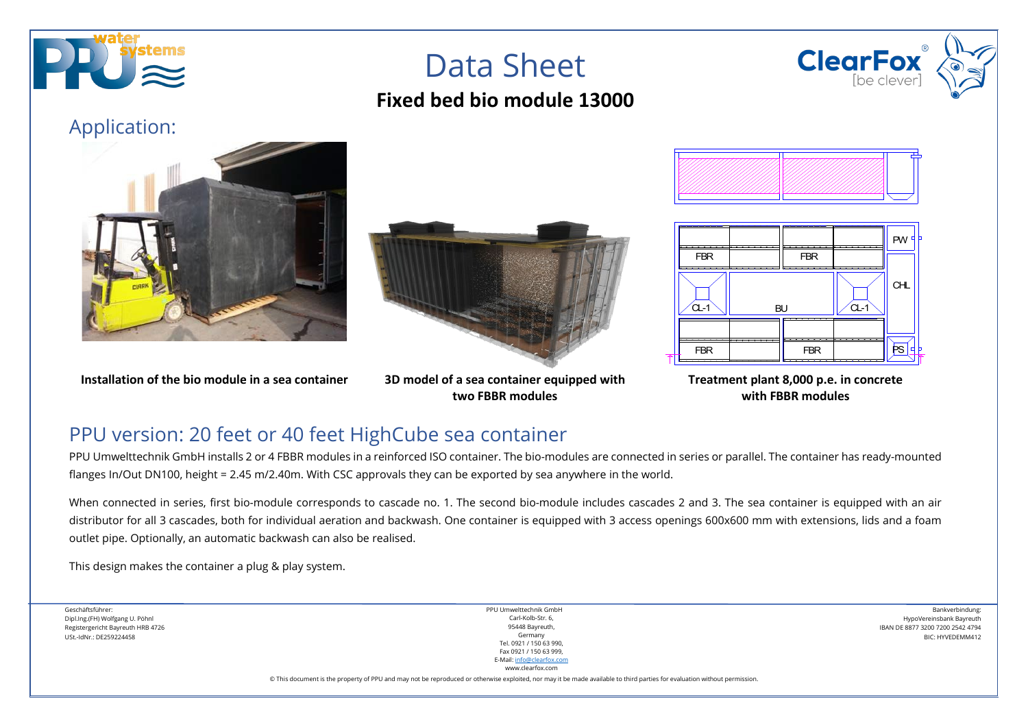# Data Sheet

## Fixed bed bio module 13000

## Application:

FBR
FBR
PW
CHL
CL-1
BU
CL-1
FBR
FBR
PS

**Installation of the bio module in a sea container**

**3D model of a sea container equipped with two FBBR modules**

**Treatment plant 8,000 p.e. in concrete with FBBR modules**

## PPU version: 20 feet or 40 feet HighCube sea container

PPU Umwelttechnik GmbH installs 2 or 4 FBBR modules in a reinforced ISO container. The bio-modules are connected in series or parallel. The container has ready-mounted flanges In/Out DN100, height = 2.45 m/2.40m. With CSC approvals they can be exported by sea anywhere in the world.

When connected in series, first bio-module corresponds to cascade no. 1. The second bio-module includes cascades 2 and 3. The sea container is equipped with an air distributor for all 3 cascades, both for individual aeration and backwash. One container is equipped with 3 access openings 600x600 mm with extensions, lids and a foam outlet pipe. Optionally, an automatic backwash can also be realised.

This design makes the container a plug & play system.

Geschäftsführer:
Dipl.Ing.(FH) Wolfgang U. Pöhnl
Registergericht Bayreuth HRB 4726
USt.-IdNr.: DE259224458

PPU Umwelttechnik GmbH
Carl-Kolb-Str. 6,
95448 Bayreuth,
Germany
Tel. 0921 / 150 63 990,
Fax 0921 / 150 63 999,
E-Mail: info@clearfox.com
www.clearfox.com

Bankverbindung:
HypoVereinsbank Bayreuth
IBAN DE 8877 3200 7200 2542 4794
BIC: HYVEDEMM412

© This document is the property of PPU and may not be reproduced or otherwise exploited, nor may it be made available to third parties for evaluation without permission.